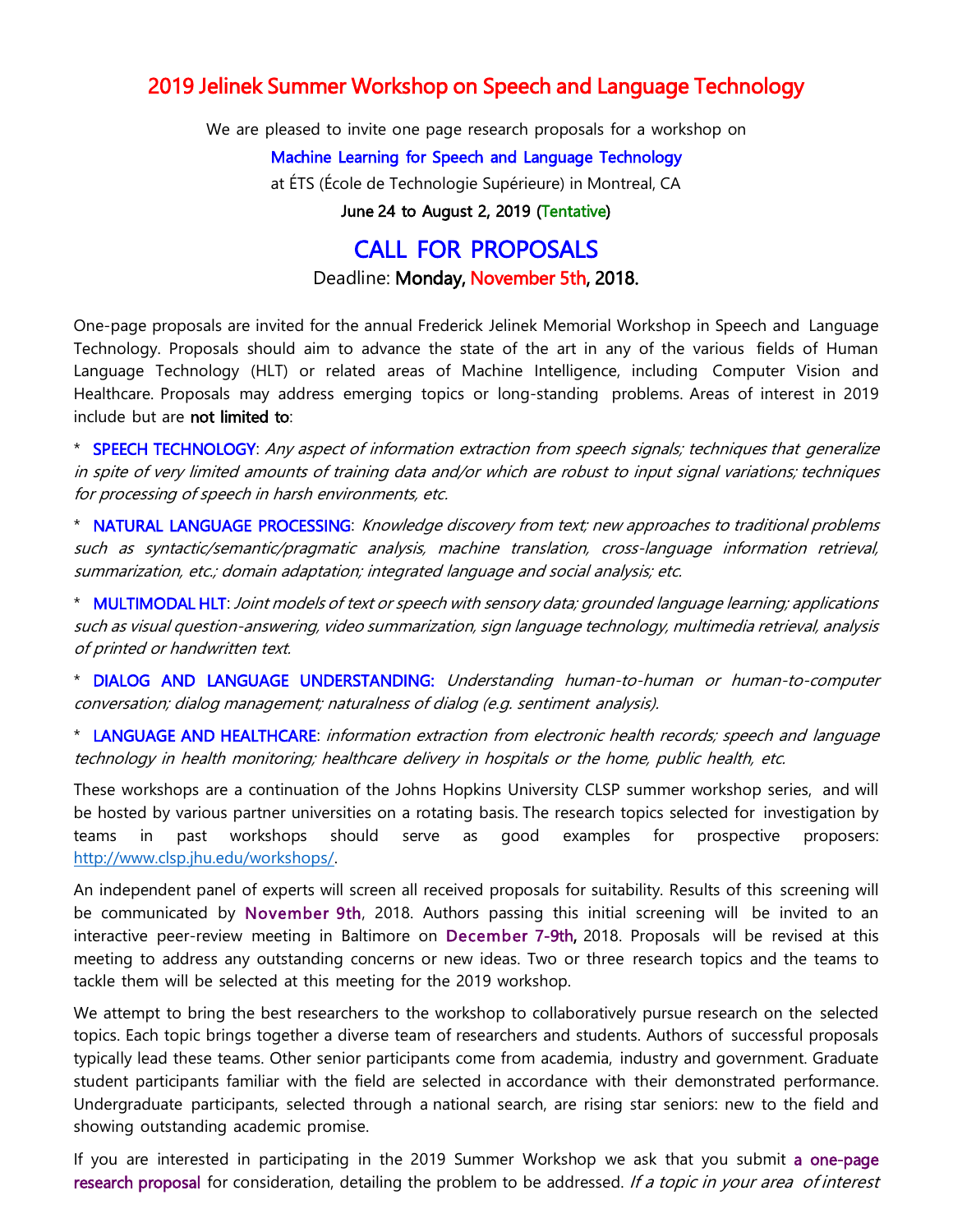# 2019 Jelinek Summer Workshop on Speech and Language Technology

We are pleased to invite one page research proposals for a workshop on

**Machine Learning for Speech and Language Technology**

at ÉTS (École de Technologie Supérieure) in Montreal, CA

**June 24 to August 2, 2019 (Tentative)**

## CALL FOR PROPOSALS

Deadline: **Monday, November 5th, 2018.**

One-page proposals are invited for the annual Frederick Jelinek Memorial Workshop in Speech and Language Technology. Proposals should aim to advance the state of the art in any of the various fields of Human Language Technology (HLT) or related areas of Machine Intelligence, including Computer Vision and Healthcare. Proposals may address emerging topics or long-standing problems. Areas of interest in 2019 include but are **not limited to**:

* SPEECH TECHNOLOGY: *Any aspect of information extraction from speech signals; techniques that generalize in spite of very limited amounts of training data and/or which are robust to input signal variations; techniques for processing of speech in harsh environments, etc.*

* NATURAL LANGUAGE PROCESSING: *Knowledge discovery from text; new approaches to traditional problems such as syntactic/semantic/pragmatic analysis, machine translation, cross-language information retrieval, summarization, etc.; domain adaptation; integrated language and social analysis; etc.*

* MULTIMODAL HLT: *Joint models of text or speech with sensory data; grounded language learning; applications such as visual question-answering, video summarization, sign language technology, multimedia retrieval, analysis of printed or handwritten text.*

* DIALOG AND LANGUAGE UNDERSTANDING: *Understanding human-to-human or human-to-computer conversation; dialog management; naturalness of dialog (e.g. sentiment analysis).*

* LANGUAGE AND HEALTHCARE: *information extraction from electronic health records; speech and language technology in health monitoring; healthcare delivery in hospitals or the home, public health, etc.*

These workshops are a continuation of the Johns Hopkins University CLSP summer workshop series, and will be hosted by various partner universities on a rotating basis. The research topics selected for investigation by teams in past workshops should serve as good examples for prospective proposers: http://www.clsp.jhu.edu/workshops/.

An independent panel of experts will screen all received proposals for suitability. Results of this screening will be communicated by **November 9th**, 2018. Authors passing this initial screening will be invited to an interactive peer-review meeting in Baltimore on **December 7-9th**, 2018. Proposals will be revised at this meeting to address any outstanding concerns or new ideas. Two or three research topics and the teams to tackle them will be selected at this meeting for the 2019 workshop.

We attempt to bring the best researchers to the workshop to collaboratively pursue research on the selected topics. Each topic brings together a diverse team of researchers and students. Authors of successful proposals typically lead these teams. Other senior participants come from academia, industry and government. Graduate student participants familiar with the field are selected in accordance with their demonstrated performance. Undergraduate participants, selected through a national search, are rising star seniors: new to the field and showing outstanding academic promise.

If you are interested in participating in the 2019 Summer Workshop we ask that you submit a one-page research proposal for consideration, detailing the problem to be addressed. *If a topic in your area of interest*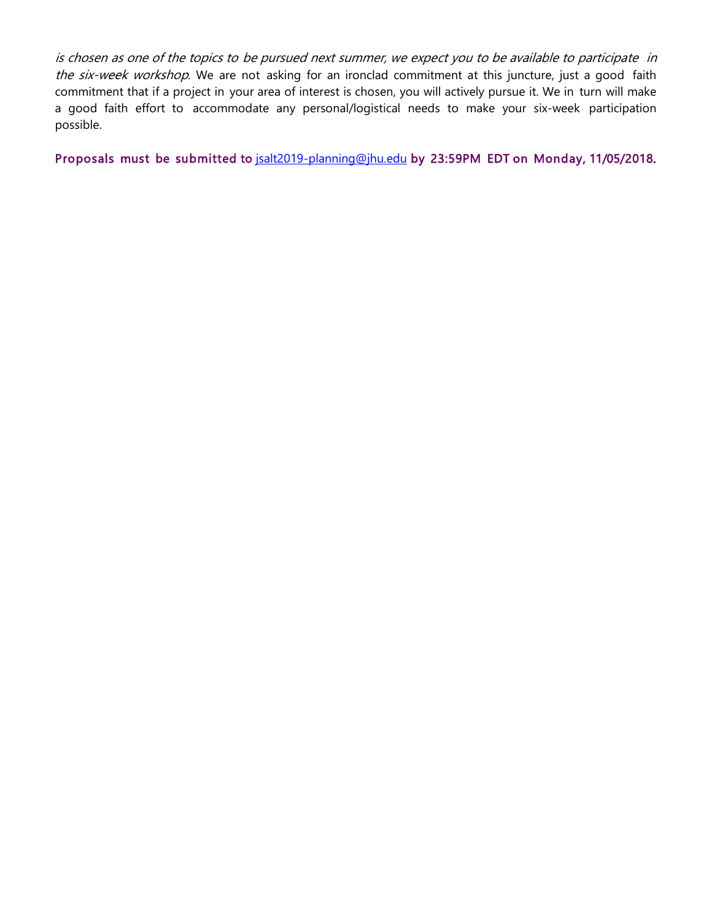*is chosen as one of the topics to be pursued next summer, we expect you to be available to participate in the six-week workshop*. We are not asking for an ironclad commitment at this juncture, just a good faith commitment that if a project in your area of interest is chosen, you will actively pursue it. We in turn will make a good faith effort to accommodate any personal/logistical needs to make your six-week participation possible.

**Proposals must be submitted to [jsalt2019-planning@jhu.edu](mailto:jsalt2019-planning@jhu.edu) by 23:59PM EDT on Monday, 11/05/2018.**